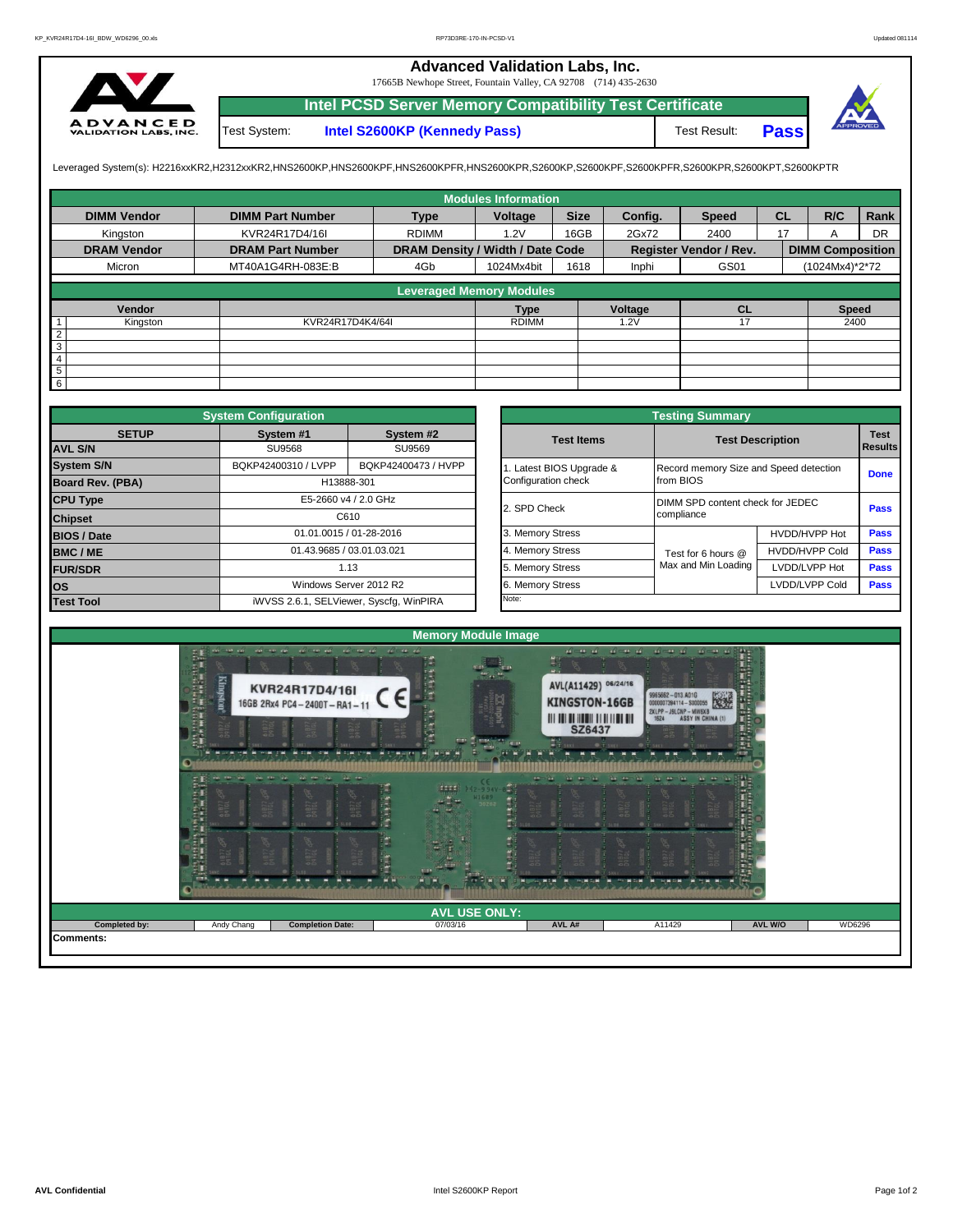# Advanced Validation Labs, Inc.

17665B Newhope Street, Fountain Valley, CA 92708 (714) 435-2630

## Intel PCSD Server Memory Compatibility Test Certificate

Test System: **Intel S2600KP (Kennedy Pass)** Test Result: **Pass**

Leveraged System(s): H2216xxKR2,H2312xxKR2,HNS2600KP,HNS2600KPF,HNS2600KPFR,HNS2600KPR,S2600KP,S2600KPF,S2600KPFR,S2600KPR,S2600KPT,S2600KPTR

### Modules Information

| DIMM Vendor | DIMM Part Number | Type | Voltage | Size | Config. | Speed | CL | R/C | Rank |
|---|---|---|---|---|---|---|---|---|---|
| Kingston | KVR24R17D4/16I | RDIMM | 1.2V | 16GB | 2Gx72 | 2400 | 17 | A | DR |
| **DRAM Vendor** | **DRAM Part Number** | **DRAM Density / Width / Date Code** | | | **Register Vendor / Rev.** | | **DIMM Composition** | | |
| Micron | MT40A1G4RH-083E:B | 4Gb | 1024Mx4bit | 1618 | Inphi | GS01 | (1024Mx4)*2*72 | | |

### Leveraged Memory Modules

| | Vendor | | Type | Voltage | CL | Speed |
|---|---|---|---|---|---|---|
| 1 | Kingston | KVR24R17D4K4/64I | RDIMM | 1.2V | 17 | 2400 |
| 2 | | | | | | |
| 3 | | | | | | |
| 4 | | | | | | |
| 5 | | | | | | |
| 6 | | | | | | |

### System Configuration

| SETUP | System #1 | System #2 |
|---|---|---|
| AVL S/N | SU9568 | SU9569 |
| System S/N | BQKP42400310 / LVPP | BQKP42400473 / HVPP |
| Board Rev. (PBA) | H13888-301 | |
| CPU Type | E5-2660 v4 / 2.0 GHz | |
| Chipset | C610 | |
| BIOS / Date | 01.01.0015 / 01-28-2016 | |
| BMC / ME | 01.43.9685 / 03.01.03.021 | |
| FUR/SDR | 1.13 | |
| OS | Windows Server 2012 R2 | |
| Test Tool | iWVSS 2.6.1, SELViewer, Syscfg, WinPIRA | |

### Testing Summary

| Test Items | Test Description | | Test Results |
|---|---|---|---|
| 1. Latest BIOS Upgrade & Configuration check | Record memory Size and Speed detection from BIOS | | Done |
| 2. SPD Check | DIMM SPD content check for JEDEC compliance | | Pass |
| 3. Memory Stress | Test for 6 hours @ Max and Min Loading | HVDD/HVPP Hot | Pass |
| 4. Memory Stress | | HVDD/HVPP Cold | Pass |
| 5. Memory Stress | | LVDD/LVPP Hot | Pass |
| 6. Memory Stress | | LVDD/LVPP Cold | Pass |
| Note: | | | |

### Memory Module Image

### AVL USE ONLY:

| Completed by: | Andy Chang | Completion Date: | 07/03/16 | AVL A# | A11429 | AVL W/O | WD6296 |
|---|---|---|---|---|---|---|---|

Comments: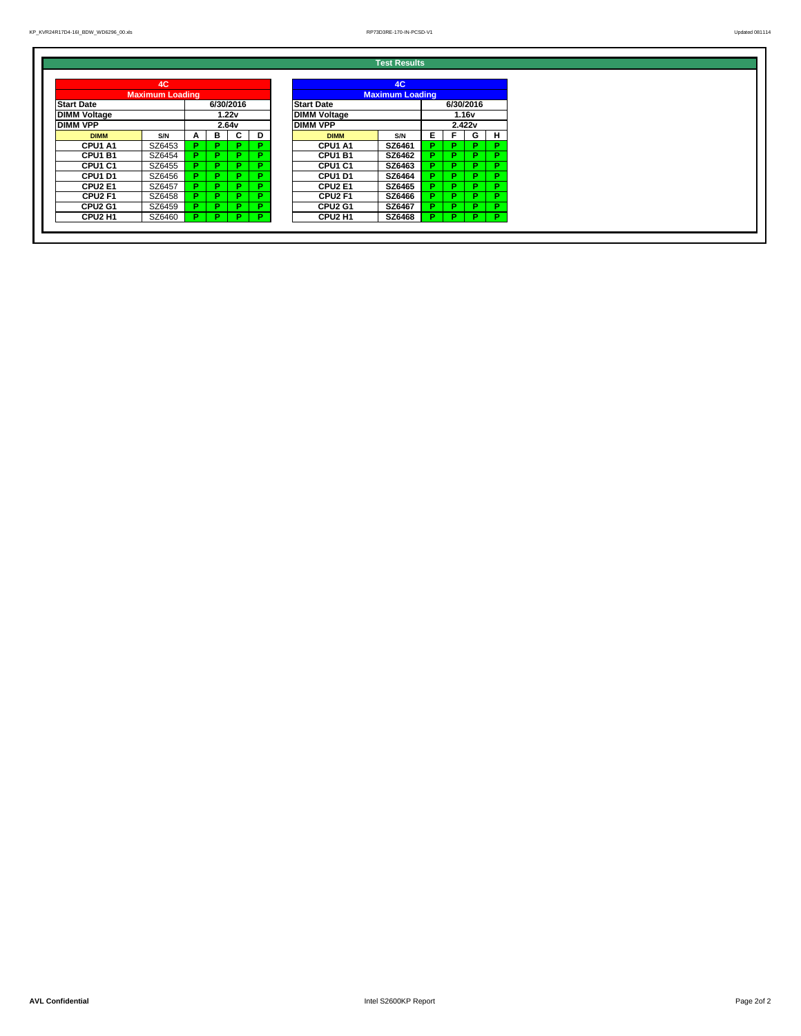## Test Results

| 4C Maximum Loading | | | | | |
|---|---|---|---|---|---|
| Start Date | | 6/30/2016 | | | |
| DIMM Voltage | | 1.22v | | | |
| DIMM VPP | | 2.64v | | | |
| DIMM | S/N | A | B | C | D |
| CPU1 A1 | SZ6453 | P | P | P | P |
| CPU1 B1 | SZ6454 | P | P | P | P |
| CPU1 C1 | SZ6455 | P | P | P | P |
| CPU1 D1 | SZ6456 | P | P | P | P |
| CPU2 E1 | SZ6457 | P | P | P | P |
| CPU2 F1 | SZ6458 | P | P | P | P |
| CPU2 G1 | SZ6459 | P | P | P | P |
| CPU2 H1 | SZ6460 | P | P | P | P |

| 4C Maximum Loading | | | | | |
|---|---|---|---|---|---|
| Start Date | | 6/30/2016 | | | |
| DIMM Voltage | | 1.16v | | | |
| DIMM VPP | | 2.422v | | | |
| DIMM | S/N | E | F | G | H |
| CPU1 A1 | SZ6461 | P | P | P | P |
| CPU1 B1 | SZ6462 | P | P | P | P |
| CPU1 C1 | SZ6463 | P | P | P | P |
| CPU1 D1 | SZ6464 | P | P | P | P |
| CPU2 E1 | SZ6465 | P | P | P | P |
| CPU2 F1 | SZ6466 | P | P | P | P |
| CPU2 G1 | SZ6467 | P | P | P | P |
| CPU2 H1 | SZ6468 | P | P | P | P |